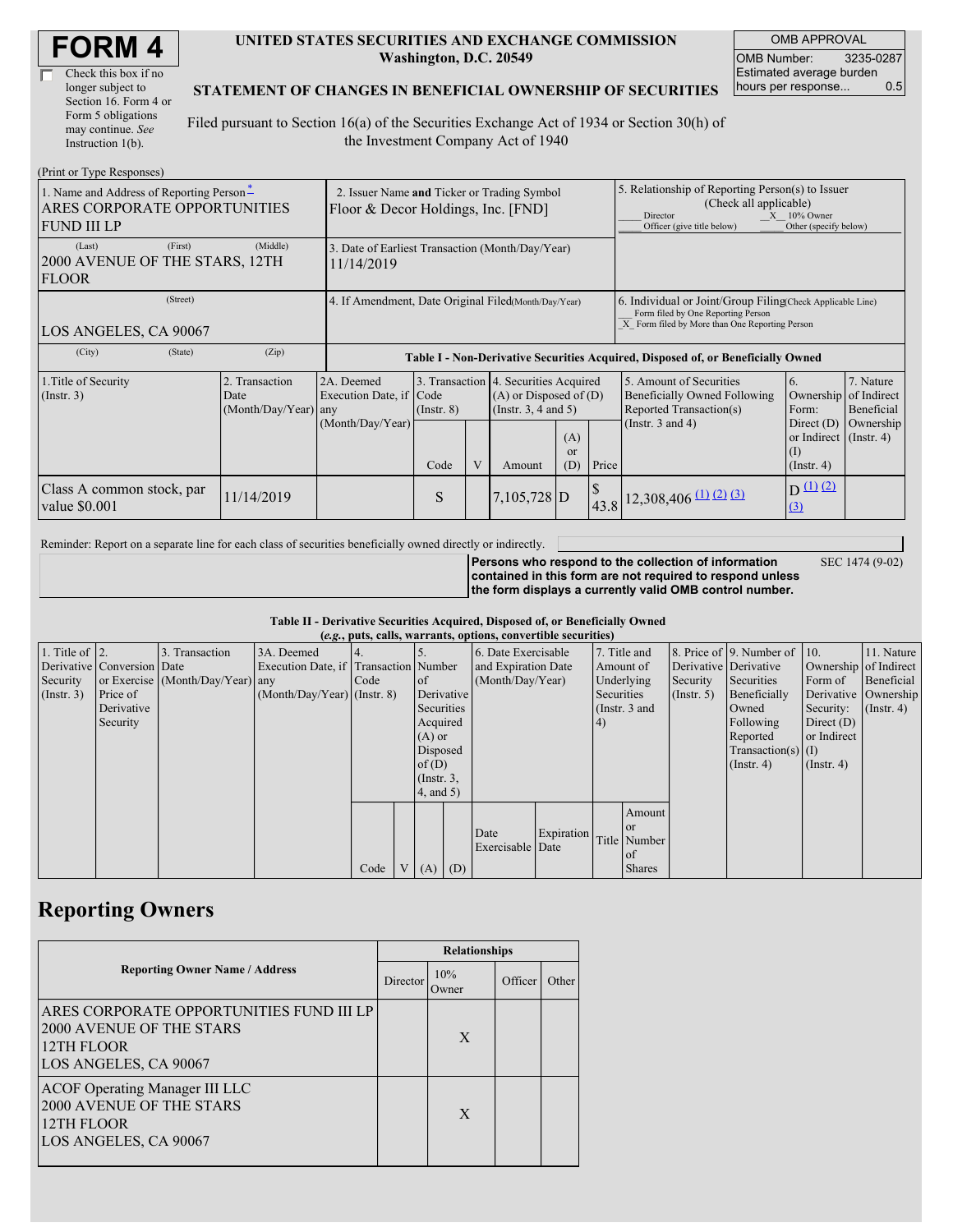# FORM 4

☐ Check this box if no longer subject to Section 16. Form 4 or Form 5 obligations may continue. *See* Instruction 1(b).

**UNITED STATES SECURITIES AND EXCHANGE COMMISSION**
**Washington, D.C. 20549**

**STATEMENT OF CHANGES IN BENEFICIAL OWNERSHIP OF SECURITIES**

Filed pursuant to Section 16(a) of the Securities Exchange Act of 1934 or Section 30(h) of the Investment Company Act of 1940

| OMB APPROVAL | |
|---|---|
| OMB Number: | 3235-0287 |
| Estimated average burden hours per response... | 0.5 |

(Print or Type Responses)

| | | |
|---|---|---|
| 1. Name and Address of Reporting Person*<br>ARES CORPORATE OPPORTUNITIES FUND III LP | 2. Issuer Name **and** Ticker or Trading Symbol<br>Floor & Decor Holdings, Inc. [FND] | 5. Relationship of Reporting Person(s) to Issuer (Check all applicable)<br>\_\_\_ Director \_X\_ 10% Owner<br>\_\_\_ Officer (give title below) \_\_\_ Other (specify below) |
| (Last) (First) (Middle)<br>2000 AVENUE OF THE STARS, 12TH FLOOR | 3. Date of Earliest Transaction (Month/Day/Year)<br>11/14/2019 | |
| (Street)<br>LOS ANGELES, CA 90067 | 4. If Amendment, Date Original Filed (Month/Day/Year) | 6. Individual or Joint/Group Filing (Check Applicable Line)<br>\_\_\_ Form filed by One Reporting Person<br>\_X\_ Form filed by More than One Reporting Person |
| (City) (State) (Zip) | | |

**Table I - Non-Derivative Securities Acquired, Disposed of, or Beneficially Owned**

| 1.Title of Security (Instr. 3) | 2. Transaction Date (Month/Day/Year) | 2A. Deemed Execution Date, if any (Month/Day/Year) | 3. Transaction Code (Instr. 8) | | 4. Securities Acquired (A) or Disposed of (D) (Instr. 3, 4 and 5) | | | 5. Amount of Securities Beneficially Owned Following Reported Transaction(s) (Instr. 3 and 4) | 6. Ownership Form: Direct (D) or Indirect (I) (Instr. 4) | 7. Nature of Indirect Beneficial Ownership (Instr. 4) |
|---|---|---|---|---|---|---|---|---|---|---|
| | | | Code | V | Amount | (A) or (D) | Price | | | |
| Class A common stock, par value $0.001 | 11/14/2019 | | S | | 7,105,728 | D | $ 43.8 | 12,308,406 (1) (2) (3) | D (1) (2) (3) | |

Reminder: Report on a separate line for each class of securities beneficially owned directly or indirectly.

**Persons who respond to the collection of information contained in this form are not required to respond unless the form displays a currently valid OMB control number.** SEC 1474 (9-02)

**Table II - Derivative Securities Acquired, Disposed of, or Beneficially Owned**
**(*e.g.*, puts, calls, warrants, options, convertible securities)**

| 1. Title of Derivative Security (Instr. 3) | 2. Conversion or Exercise Price of Derivative Security | 3. Transaction Date (Month/Day/Year) | 3A. Deemed Execution Date, if any (Month/Day/Year) | 4. Transaction Code (Instr. 8) | | 5. Number of Derivative Securities Acquired (A) or Disposed of (D) (Instr. 3, 4, and 5) | | 6. Date Exercisable and Expiration Date (Month/Day/Year) | | 7. Title and Amount of Underlying Securities (Instr. 3 and 4) | | 8. Price of Derivative Security (Instr. 5) | 9. Number of Derivative Securities Beneficially Owned Following Reported Transaction(s) (Instr. 4) | 10. Ownership Form of Derivative Security: Direct (D) or Indirect (I) (Instr. 4) | 11. Nature of Indirect Beneficial Ownership (Instr. 4) |
|---|---|---|---|---|---|---|---|---|---|---|---|---|---|---|---|
| | | | | Code | V | (A) | (D) | Date Exercisable | Expiration Date | Title | Amount or Number of Shares | | | | |

## Reporting Owners

| Reporting Owner Name / Address | Relationships | | | |
|---|---|---|---|---|
| | Director | 10% Owner | Officer | Other |
| ARES CORPORATE OPPORTUNITIES FUND III LP<br>2000 AVENUE OF THE STARS<br>12TH FLOOR<br>LOS ANGELES, CA 90067 | | X | | |
| ACOF Operating Manager III LLC<br>2000 AVENUE OF THE STARS<br>12TH FLOOR<br>LOS ANGELES, CA 90067 | | X | | |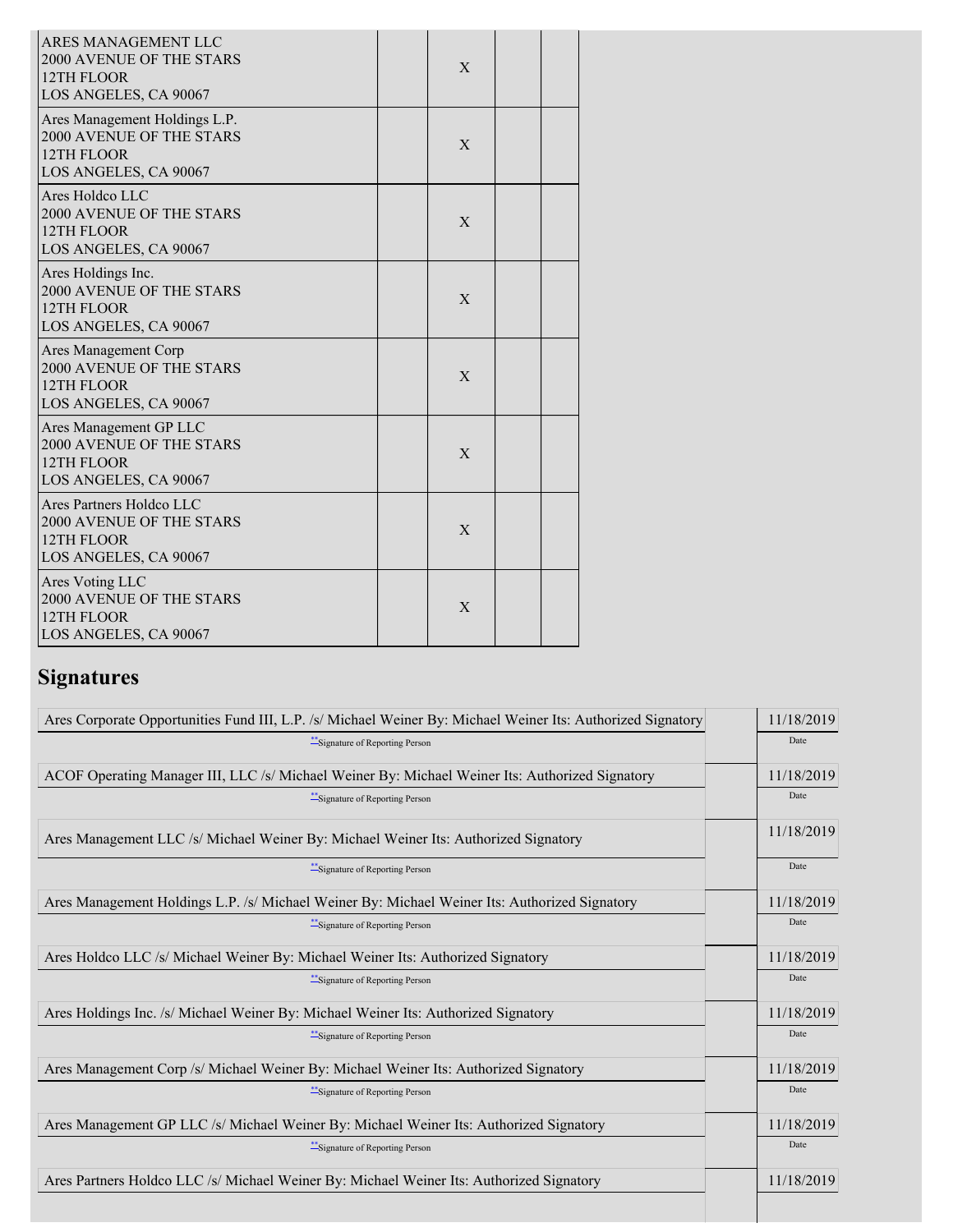| Reporting Owner Name / Address | Director | 10% Owner | Officer | Other |
| --- | --- | --- | --- | --- |
| ARES MANAGEMENT LLC<br>2000 AVENUE OF THE STARS<br>12TH FLOOR<br>LOS ANGELES, CA 90067 | | X | | |
| Ares Management Holdings L.P.<br>2000 AVENUE OF THE STARS<br>12TH FLOOR<br>LOS ANGELES, CA 90067 | | X | | |
| Ares Holdco LLC<br>2000 AVENUE OF THE STARS<br>12TH FLOOR<br>LOS ANGELES, CA 90067 | | X | | |
| Ares Holdings Inc.<br>2000 AVENUE OF THE STARS<br>12TH FLOOR<br>LOS ANGELES, CA 90067 | | X | | |
| Ares Management Corp<br>2000 AVENUE OF THE STARS<br>12TH FLOOR<br>LOS ANGELES, CA 90067 | | X | | |
| Ares Management GP LLC<br>2000 AVENUE OF THE STARS<br>12TH FLOOR<br>LOS ANGELES, CA 90067 | | X | | |
| Ares Partners Holdco LLC<br>2000 AVENUE OF THE STARS<br>12TH FLOOR<br>LOS ANGELES, CA 90067 | | X | | |
| Ares Voting LLC<br>2000 AVENUE OF THE STARS<br>12TH FLOOR<br>LOS ANGELES, CA 90067 | | X | | |

## Signatures

| Signature | Date |
| --- | --- |
| Ares Corporate Opportunities Fund III, L.P. /s/ Michael Weiner By: Michael Weiner Its: Authorized Signatory | 11/18/2019 |
| **Signature of Reporting Person | Date |
| ACOF Operating Manager III, LLC /s/ Michael Weiner By: Michael Weiner Its: Authorized Signatory | 11/18/2019 |
| **Signature of Reporting Person | Date |
| Ares Management LLC /s/ Michael Weiner By: Michael Weiner Its: Authorized Signatory | 11/18/2019 |
| **Signature of Reporting Person | Date |
| Ares Management Holdings L.P. /s/ Michael Weiner By: Michael Weiner Its: Authorized Signatory | 11/18/2019 |
| **Signature of Reporting Person | Date |
| Ares Holdco LLC /s/ Michael Weiner By: Michael Weiner Its: Authorized Signatory | 11/18/2019 |
| **Signature of Reporting Person | Date |
| Ares Holdings Inc. /s/ Michael Weiner By: Michael Weiner Its: Authorized Signatory | 11/18/2019 |
| **Signature of Reporting Person | Date |
| Ares Management Corp /s/ Michael Weiner By: Michael Weiner Its: Authorized Signatory | 11/18/2019 |
| **Signature of Reporting Person | Date |
| Ares Management GP LLC /s/ Michael Weiner By: Michael Weiner Its: Authorized Signatory | 11/18/2019 |
| **Signature of Reporting Person | Date |
| Ares Partners Holdco LLC /s/ Michael Weiner By: Michael Weiner Its: Authorized Signatory | 11/18/2019 |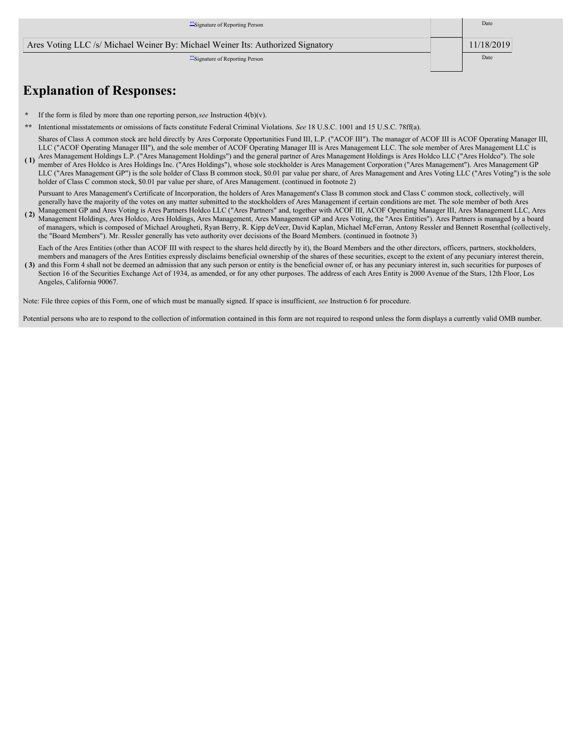| | |
|---|---|
| ** Signature of Reporting Person | Date |
| Ares Voting LLC /s/ Michael Weiner By: Michael Weiner Its: Authorized Signatory | 11/18/2019 |
| ** Signature of Reporting Person | Date |

# Explanation of Responses:

\* If the form is filed by more than one reporting person, *see* Instruction 4(b)(v).

** Intentional misstatements or omissions of facts constitute Federal Criminal Violations. *See* 18 U.S.C. 1001 and 15 U.S.C. 78ff(a).

(1) Shares of Class A common stock are held directly by Ares Corporate Opportunities Fund III, L.P. ("ACOF III"). The manager of ACOF III is ACOF Operating Manager III, LLC ("ACOF Operating Manager III"), and the sole member of ACOF Operating Manager III is Ares Management LLC. The sole member of Ares Management LLC is Ares Management Holdings L.P. ("Ares Management Holdings") and the general partner of Ares Management Holdings is Ares Holdco LLC ("Ares Holdco"). The sole member of Ares Holdco is Ares Holdings Inc. ("Ares Holdings"), whose sole stockholder is Ares Management Corporation ("Ares Management"). Ares Management GP LLC ("Ares Management GP") is the sole holder of Class B common stock, $0.01 par value per share, of Ares Management and Ares Voting LLC ("Ares Voting") is the sole holder of Class C common stock, $0.01 par value per share, of Ares Management. (continued in footnote 2)

(2) Pursuant to Ares Management's Certificate of Incorporation, the holders of Ares Management's Class B common stock and Class C common stock, collectively, will generally have the majority of the votes on any matter submitted to the stockholders of Ares Management if certain conditions are met. The sole member of both Ares Management GP and Ares Voting is Ares Partners Holdco LLC ("Ares Partners" and, together with ACOF III, ACOF Operating Manager III, Ares Management LLC, Ares Management Holdings, Ares Holdco, Ares Holdings, Ares Management, Ares Management GP and Ares Voting, the "Ares Entities"). Ares Partners is managed by a board of managers, which is composed of Michael Arougheti, Ryan Berry, R. Kipp deVeer, David Kaplan, Michael McFerran, Antony Ressler and Bennett Rosenthal (collectively, the "Board Members"). Mr. Ressler generally has veto authority over decisions of the Board Members. (continued in footnote 3)

(3) Each of the Ares Entities (other than ACOF III with respect to the shares held directly by it), the Board Members and the other directors, officers, partners, stockholders, members and managers of the Ares Entities expressly disclaims beneficial ownership of the shares of these securities, except to the extent of any pecuniary interest therein, and this Form 4 shall not be deemed an admission that any such person or entity is the beneficial owner of, or has any pecuniary interest in, such securities for purposes of Section 16 of the Securities Exchange Act of 1934, as amended, or for any other purposes. The address of each Ares Entity is 2000 Avenue of the Stars, 12th Floor, Los Angeles, California 90067.

Note: File three copies of this Form, one of which must be manually signed. If space is insufficient, *see* Instruction 6 for procedure.

Potential persons who are to respond to the collection of information contained in this form are not required to respond unless the form displays a currently valid OMB number.